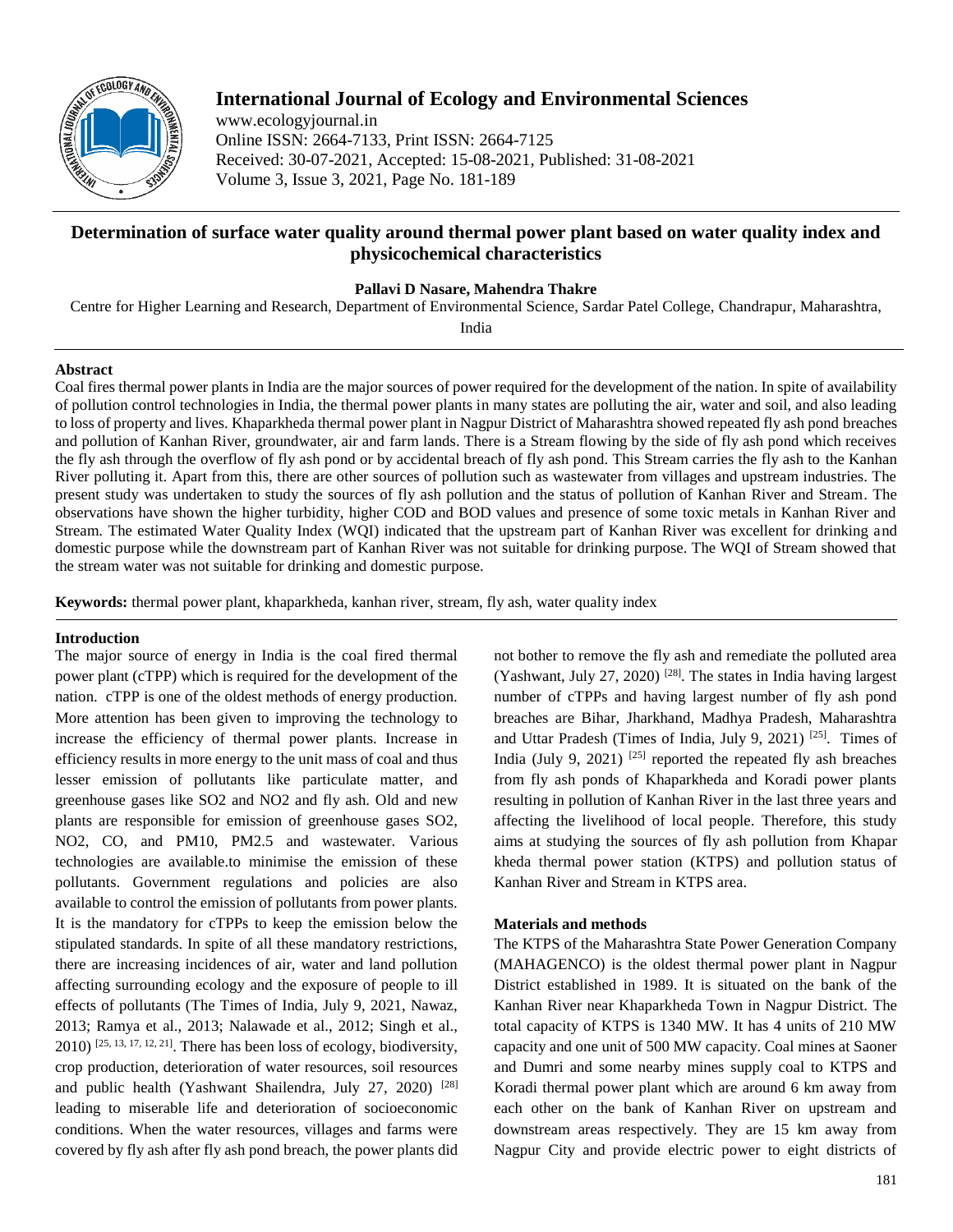# International Journal of Ecology and Environmental Sciences

www.ecologyjournal.in
Online ISSN: 2664-7133, Print ISSN: 2664-7125
Received: 30-07-2021, Accepted: 15-08-2021, Published: 31-08-2021
Volume 3, Issue 3, 2021, Page No. 181-189

## Determination of surface water quality around thermal power plant based on water quality index and physicochemical characteristics

**Pallavi D Nasare, Mahendra Thakre**

Centre for Higher Learning and Research, Department of Environmental Science, Sardar Patel College, Chandrapur, Maharashtra, India

### Abstract

Coal fires thermal power plants in India are the major sources of power required for the development of the nation. In spite of availability of pollution control technologies in India, the thermal power plants in many states are polluting the air, water and soil, and also leading to loss of property and lives. Khaparkheda thermal power plant in Nagpur District of Maharashtra showed repeated fly ash pond breaches and pollution of Kanhan River, groundwater, air and farm lands. There is a Stream flowing by the side of fly ash pond which receives the fly ash through the overflow of fly ash pond or by accidental breach of fly ash pond. This Stream carries the fly ash to the Kanhan River polluting it. Apart from this, there are other sources of pollution such as wastewater from villages and upstream industries. The present study was undertaken to study the sources of fly ash pollution and the status of pollution of Kanhan River and Stream. The observations have shown the higher turbidity, higher COD and BOD values and presence of some toxic metals in Kanhan River and Stream. The estimated Water Quality Index (WQI) indicated that the upstream part of Kanhan River was excellent for drinking and domestic purpose while the downstream part of Kanhan River was not suitable for drinking purpose. The WQI of Stream showed that the stream water was not suitable for drinking and domestic purpose.

**Keywords:** thermal power plant, khaparkheda, kanhan river, stream, fly ash, water quality index

### Introduction

The major source of energy in India is the coal fired thermal power plant (cTPP) which is required for the development of the nation. cTPP is one of the oldest methods of energy production. More attention has been given to improving the technology to increase the efficiency of thermal power plants. Increase in efficiency results in more energy to the unit mass of coal and thus lesser emission of pollutants like particulate matter, and greenhouse gases like $SO_2$ and $NO_2$ and fly ash. Old and new plants are responsible for emission of greenhouse gases $SO_2$, $NO_2$, CO, and $PM_{10}$, $PM_{2.5}$ and wastewater. Various technologies are available.to minimise the emission of these pollutants. Government regulations and policies are also available to control the emission of pollutants from power plants. It is the mandatory for cTPPs to keep the emission below the stipulated standards. In spite of all these mandatory restrictions, there are increasing incidences of air, water and land pollution affecting surrounding ecology and the exposure of people to ill effects of pollutants (The Times of India, July 9, 2021, Nawaz, 2013; Ramya et al., 2013; Nalawade et al., 2012; Singh et al., 2010) [25, 13, 17, 12, 21]. There has been loss of ecology, biodiversity, crop production, deterioration of water resources, soil resources and public health (Yashwant Shailendra, July 27, 2020) [28] leading to miserable life and deterioration of socioeconomic conditions. When the water resources, villages and farms were covered by fly ash after fly ash pond breach, the power plants did not bother to remove the fly ash and remediate the polluted area (Yashwant, July 27, 2020) [28]. The states in India having largest number of cTPPs and having largest number of fly ash pond breaches are Bihar, Jharkhand, Madhya Pradesh, Maharashtra and Uttar Pradesh (Times of India, July 9, 2021) [25]. Times of India (July 9, 2021) [25] reported the repeated fly ash breaches from fly ash ponds of Khaparkheda and Koradi power plants resulting in pollution of Kanhan River in the last three years and affecting the livelihood of local people. Therefore, this study aims at studying the sources of fly ash pollution from Khapar kheda thermal power station (KTPS) and pollution status of Kanhan River and Stream in KTPS area.

### Materials and methods

The KTPS of the Maharashtra State Power Generation Company (MAHAGENCO) is the oldest thermal power plant in Nagpur District established in 1989. It is situated on the bank of the Kanhan River near Khaparkheda Town in Nagpur District. The total capacity of KTPS is 1340 MW. It has 4 units of 210 MW capacity and one unit of 500 MW capacity. Coal mines at Saoner and Dumri and some nearby mines supply coal to KTPS and Koradi thermal power plant which are around 6 km away from each other on the bank of Kanhan River on upstream and downstream areas respectively. They are 15 km away from Nagpur City and provide electric power to eight districts of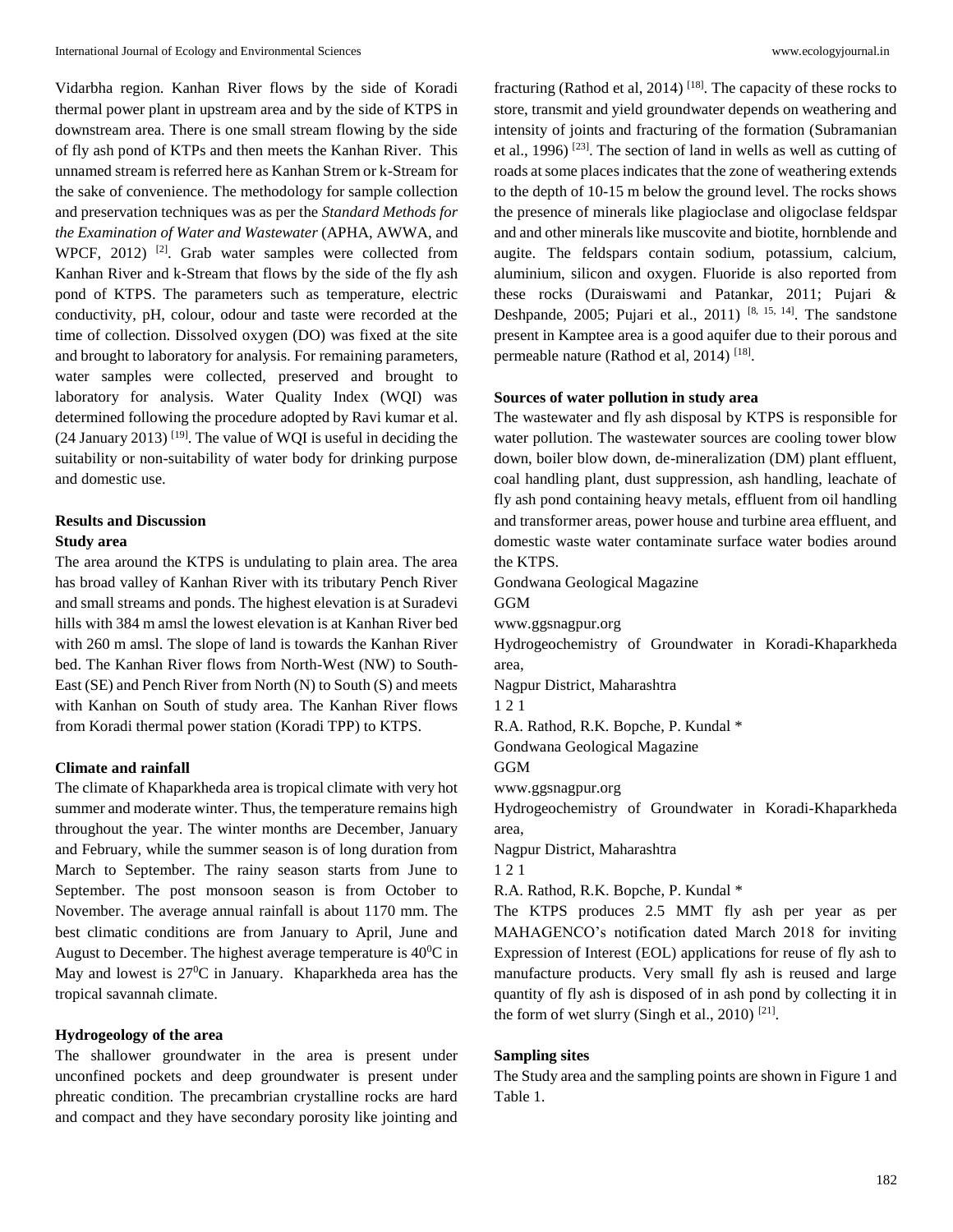Vidarbha region. Kanhan River flows by the side of Koradi thermal power plant in upstream area and by the side of KTPS in downstream area. There is one small stream flowing by the side of fly ash pond of KTPs and then meets the Kanhan River. This unnamed stream is referred here as Kanhan Strem or k-Stream for the sake of convenience. The methodology for sample collection and preservation techniques was as per the *Standard Methods for the Examination of Water and Wastewater* (APHA, AWWA, and WPCF, 2012) [2]. Grab water samples were collected from Kanhan River and k-Stream that flows by the side of the fly ash pond of KTPS. The parameters such as temperature, electric conductivity, pH, colour, odour and taste were recorded at the time of collection. Dissolved oxygen (DO) was fixed at the site and brought to laboratory for analysis. For remaining parameters, water samples were collected, preserved and brought to laboratory for analysis. Water Quality Index (WQI) was determined following the procedure adopted by Ravi kumar et al. (24 January 2013) [19]. The value of WQI is useful in deciding the suitability or non-suitability of water body for drinking purpose and domestic use.

## Results and Discussion

### Study area

The area around the KTPS is undulating to plain area. The area has broad valley of Kanhan River with its tributary Pench River and small streams and ponds. The highest elevation is at Suradevi hills with 384 m amsl the lowest elevation is at Kanhan River bed with 260 m amsl. The slope of land is towards the Kanhan River bed. The Kanhan River flows from North-West (NW) to South-East (SE) and Pench River from North (N) to South (S) and meets with Kanhan on South of study area. The Kanhan River flows from Koradi thermal power station (Koradi TPP) to KTPS.

### Climate and rainfall

The climate of Khaparkheda area is tropical climate with very hot summer and moderate winter. Thus, the temperature remains high throughout the year. The winter months are December, January and February, while the summer season is of long duration from March to September. The rainy season starts from June to September. The post monsoon season is from October to November. The average annual rainfall is about 1170 mm. The best climatic conditions are from January to April, June and August to December. The highest average temperature is $40^0$C in May and lowest is $27^0$C in January. Khaparkheda area has the tropical savannah climate.

### Hydrogeology of the area

The shallower groundwater in the area is present under unconfined pockets and deep groundwater is present under phreatic condition. The precambrian crystalline rocks are hard and compact and they have secondary porosity like jointing and fracturing (Rathod et al, 2014) [18]. The capacity of these rocks to store, transmit and yield groundwater depends on weathering and intensity of joints and fracturing of the formation (Subramanian et al., 1996) [23]. The section of land in wells as well as cutting of roads at some places indicates that the zone of weathering extends to the depth of 10-15 m below the ground level. The rocks shows the presence of minerals like plagioclase and oligoclase feldspar and and other minerals like muscovite and biotite, hornblende and augite. The feldspars contain sodium, potassium, calcium, aluminium, silicon and oxygen. Fluoride is also reported from these rocks (Duraiswami and Patankar, 2011; Pujari & Deshpande, 2005; Pujari et al., 2011) [8, 15, 14]. The sandstone present in Kamptee area is a good aquifer due to their porous and permeable nature (Rathod et al, 2014) [18].

### Sources of water pollution in study area

The wastewater and fly ash disposal by KTPS is responsible for water pollution. The wastewater sources are cooling tower blow down, boiler blow down, de-mineralization (DM) plant effluent, coal handling plant, dust suppression, ash handling, leachate of fly ash pond containing heavy metals, effluent from oil handling and transformer areas, power house and turbine area effluent, and domestic waste water contaminate surface water bodies around the KTPS.

Gondwana Geological Magazine

GGM

www.ggsnagpur.org

Hydrogeochemistry of Groundwater in Koradi-Khaparkheda area,

Nagpur District, Maharashtra

1 2 1

R.A. Rathod, R.K. Bopche, P. Kundal *

Gondwana Geological Magazine

GGM

www.ggsnagpur.org

Hydrogeochemistry of Groundwater in Koradi-Khaparkheda area,

Nagpur District, Maharashtra

1 2 1

R.A. Rathod, R.K. Bopche, P. Kundal *

The KTPS produces 2.5 MMT fly ash per year as per MAHAGENCO's notification dated March 2018 for inviting Expression of Interest (EOL) applications for reuse of fly ash to manufacture products. Very small fly ash is reused and large quantity of fly ash is disposed of in ash pond by collecting it in the form of wet slurry (Singh et al., 2010) [21].

### Sampling sites

The Study area and the sampling points are shown in Figure 1 and Table 1.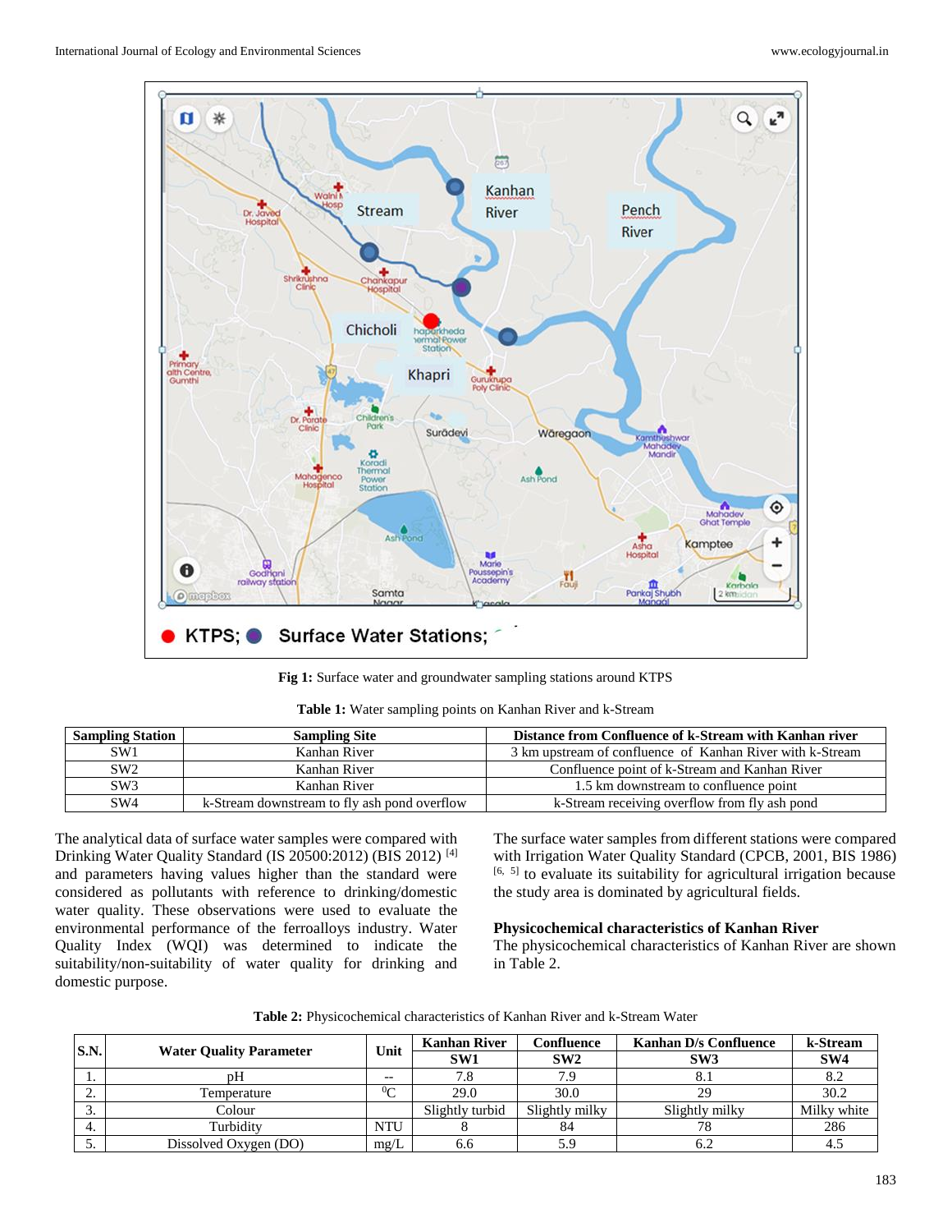Fig 1: Surface water and groundwater sampling stations around KTPS

Table 1: Water sampling points on Kanhan River and k-Stream

| Sampling Station | Sampling Site | Distance from Confluence of k-Stream with Kanhan river |
|---|---|---|
| SW1 | Kanhan River | 3 km upstream of confluence of Kanhan River with k-Stream |
| SW2 | Kanhan River | Confluence point of k-Stream and Kanhan River |
| SW3 | Kanhan River | 1.5 km downstream to confluence point |
| SW4 | k-Stream downstream to fly ash pond overflow | k-Stream receiving overflow from fly ash pond |

The analytical data of surface water samples were compared with Drinking Water Quality Standard (IS 20500:2012) (BIS 2012) [4] and parameters having values higher than the standard were considered as pollutants with reference to drinking/domestic water quality. These observations were used to evaluate the environmental performance of the ferroalloys industry. Water Quality Index (WQI) was determined to indicate the suitability/non-suitability of water quality for drinking and domestic purpose.

The surface water samples from different stations were compared with Irrigation Water Quality Standard (CPCB, 2001, BIS 1986) [6, 5] to evaluate its suitability for agricultural irrigation because the study area is dominated by agricultural fields.

### Physicochemical characteristics of Kanhan River

The physicochemical characteristics of Kanhan River are shown in Table 2.

Table 2: Physicochemical characteristics of Kanhan River and k-Stream Water

| S.N. | Water Quality Parameter | Unit | Kanhan River | Confluence | Kanhan D/s Confluence | k-Stream |
|---|---|---|---|---|---|---|
| | | | SW1 | SW2 | SW3 | SW4 |
| 1. | pH | -- | 7.8 | 7.9 | 8.1 | 8.2 |
| 2. | Temperature | $^0$C | 29.0 | 30.0 | 29 | 30.2 |
| 3. | Colour | | Slightly turbid | Slightly milky | Slightly milky | Milky white |
| 4. | Turbidity | NTU | 8 | 84 | 78 | 286 |
| 5. | Dissolved Oxygen (DO) | mg/L | 6.6 | 5.9 | 6.2 | 4.5 |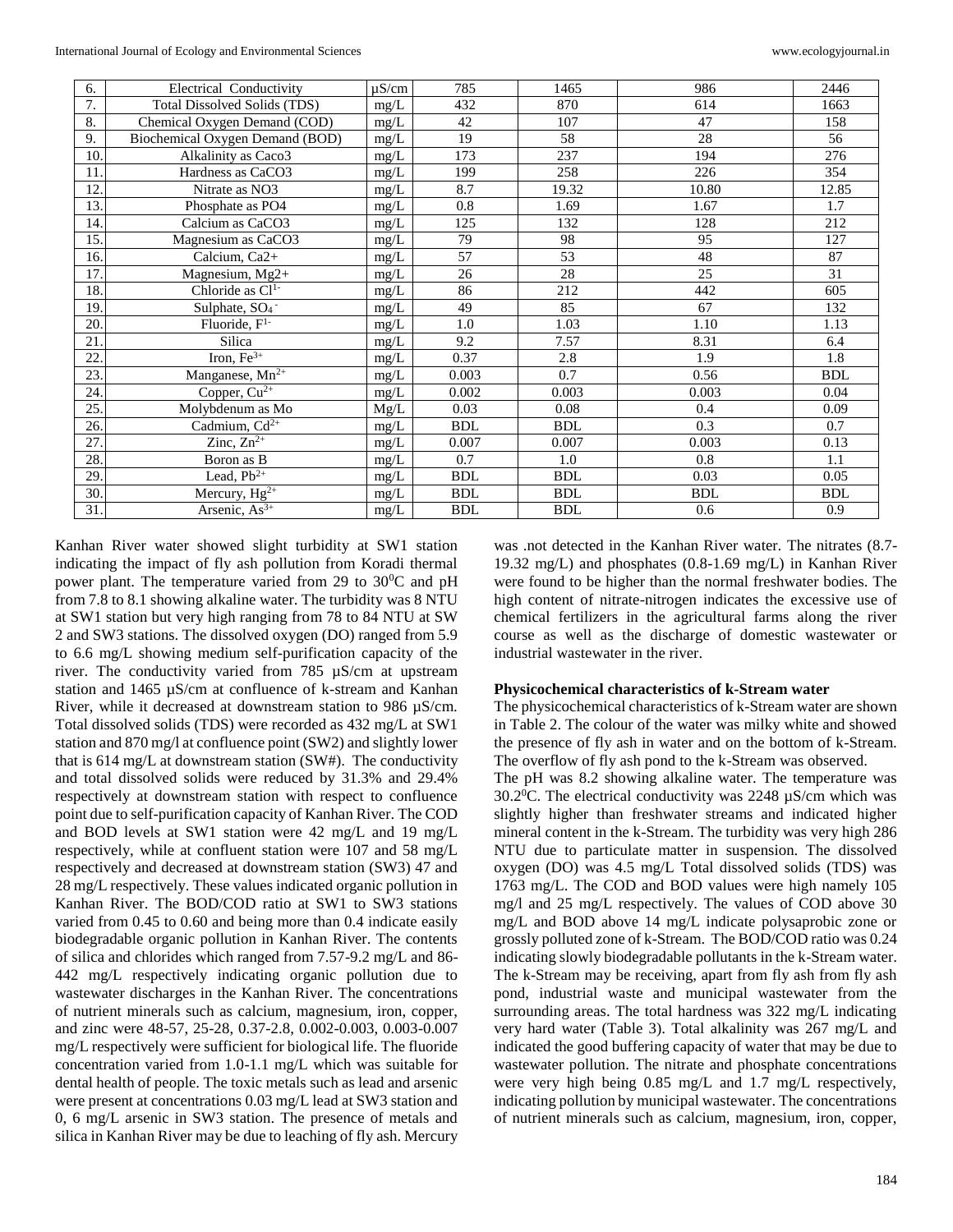| | | | | | | |
|---|---|---|---|---|---|---|
| 6. | Electrical Conductivity | µS/cm | 785 | 1465 | 986 | 2446 |
| 7. | Total Dissolved Solids (TDS) | mg/L | 432 | 870 | 614 | 1663 |
| 8. | Chemical Oxygen Demand (COD) | mg/L | 42 | 107 | 47 | 158 |
| 9. | Biochemical Oxygen Demand (BOD) | mg/L | 19 | 58 | 28 | 56 |
| 10. | Alkalinity as Caco3 | mg/L | 173 | 237 | 194 | 276 |
| 11. | Hardness as CaCO3 | mg/L | 199 | 258 | 226 | 354 |
| 12. | Nitrate as NO3 | mg/L | 8.7 | 19.32 | 10.80 | 12.85 |
| 13. | Phosphate as PO4 | mg/L | 0.8 | 1.69 | 1.67 | 1.7 |
| 14. | Calcium as CaCO3 | mg/L | 125 | 132 | 128 | 212 |
| 15. | Magnesium as CaCO3 | mg/L | 79 | 98 | 95 | 127 |
| 16. | Calcium, Ca2+ | mg/L | 57 | 53 | 48 | 87 |
| 17. | Magnesium, Mg2+ | mg/L | 26 | 28 | 25 | 31 |
| 18. | Chloride as $Cl^{1-}$ | mg/L | 86 | 212 | 442 | 605 |
| 19. | Sulphate, $SO_4^-$ | mg/L | 49 | 85 | 67 | 132 |
| 20. | Fluoride, $F^{1-}$ | mg/L | 1.0 | 1.03 | 1.10 | 1.13 |
| 21. | Silica | mg/L | 9.2 | 7.57 | 8.31 | 6.4 |
| 22. | Iron, $Fe^{3+}$ | mg/L | 0.37 | 2.8 | 1.9 | 1.8 |
| 23. | Manganese, $Mn^{2+}$ | mg/L | 0.003 | 0.7 | 0.56 | BDL |
| 24. | Copper, $Cu^{2+}$ | mg/L | 0.002 | 0.003 | 0.003 | 0.04 |
| 25. | Molybdenum as Mo | Mg/L | 0.03 | 0.08 | 0.4 | 0.09 |
| 26. | Cadmium, $Cd^{2+}$ | mg/L | BDL | BDL | 0.3 | 0.7 |
| 27. | Zinc, $Zn^{2+}$ | mg/L | 0.007 | 0.007 | 0.003 | 0.13 |
| 28. | Boron as B | mg/L | 0.7 | 1.0 | 0.8 | 1.1 |
| 29. | Lead, $Pb^{2+}$ | mg/L | BDL | BDL | 0.03 | 0.05 |
| 30. | Mercury, $Hg^{2+}$ | mg/L | BDL | BDL | BDL | BDL |
| 31. | Arsenic, $As^{3+}$ | mg/L | BDL | BDL | 0.6 | 0.9 |

Kanhan River water showed slight turbidity at SW1 station indicating the impact of fly ash pollution from Koradi thermal power plant. The temperature varied from 29 to 30$^0$C and pH from 7.8 to 8.1 showing alkaline water. The turbidity was 8 NTU at SW1 station but very high ranging from 78 to 84 NTU at SW 2 and SW3 stations. The dissolved oxygen (DO) ranged from 5.9 to 6.6 mg/L showing medium self-purification capacity of the river. The conductivity varied from 785 µS/cm at upstream station and 1465 µS/cm at confluence of k-stream and Kanhan River, while it decreased at downstream station to 986 µS/cm. Total dissolved solids (TDS) were recorded as 432 mg/L at SW1 station and 870 mg/l at confluence point (SW2) and slightly lower that is 614 mg/L at downstream station (SW#). The conductivity and total dissolved solids were reduced by 31.3% and 29.4% respectively at downstream station with respect to confluence point due to self-purification capacity of Kanhan River. The COD and BOD levels at SW1 station were 42 mg/L and 19 mg/L respectively, while at confluent station were 107 and 58 mg/L respectively and decreased at downstream station (SW3) 47 and 28 mg/L respectively. These values indicated organic pollution in Kanhan River. The BOD/COD ratio at SW1 to SW3 stations varied from 0.45 to 0.60 and being more than 0.4 indicate easily biodegradable organic pollution in Kanhan River. The contents of silica and chlorides which ranged from 7.57-9.2 mg/L and 86-442 mg/L respectively indicating organic pollution due to wastewater discharges in the Kanhan River. The concentrations of nutrient minerals such as calcium, magnesium, iron, copper, and zinc were 48-57, 25-28, 0.37-2.8, 0.002-0.003, 0.003-0.007 mg/L respectively were sufficient for biological life. The fluoride concentration varied from 1.0-1.1 mg/L which was suitable for dental health of people. The toxic metals such as lead and arsenic were present at concentrations 0.03 mg/L lead at SW3 station and 0, 6 mg/L arsenic in SW3 station. The presence of metals and silica in Kanhan River may be due to leaching of fly ash. Mercury was .not detected in the Kanhan River water. The nitrates (8.7-19.32 mg/L) and phosphates (0.8-1.69 mg/L) in Kanhan River were found to be higher than the normal freshwater bodies. The high content of nitrate-nitrogen indicates the excessive use of chemical fertilizers in the agricultural farms along the river course as well as the discharge of domestic wastewater or industrial wastewater in the river.

**Physicochemical characteristics of k-Stream water**

The physicochemical characteristics of k-Stream water are shown in Table 2. The colour of the water was milky white and showed the presence of fly ash in water and on the bottom of k-Stream. The overflow of fly ash pond to the k-Stream was observed.

The pH was 8.2 showing alkaline water. The temperature was 30.2$^0$C. The electrical conductivity was 2248 µS/cm which was slightly higher than freshwater streams and indicated higher mineral content in the k-Stream. The turbidity was very high 286 NTU due to particulate matter in suspension. The dissolved oxygen (DO) was 4.5 mg/L Total dissolved solids (TDS) was 1763 mg/L. The COD and BOD values were high namely 105 mg/l and 25 mg/L respectively. The values of COD above 30 mg/L and BOD above 14 mg/L indicate polysaprobic zone or grossly polluted zone of k-Stream. The BOD/COD ratio was 0.24 indicating slowly biodegradable pollutants in the k-Stream water. The k-Stream may be receiving, apart from fly ash from fly ash pond, industrial waste and municipal wastewater from the surrounding areas. The total hardness was 322 mg/L indicating very hard water (Table 3). Total alkalinity was 267 mg/L and indicated the good buffering capacity of water that may be due to wastewater pollution. The nitrate and phosphate concentrations were very high being 0.85 mg/L and 1.7 mg/L respectively, indicating pollution by municipal wastewater. The concentrations of nutrient minerals such as calcium, magnesium, iron, copper,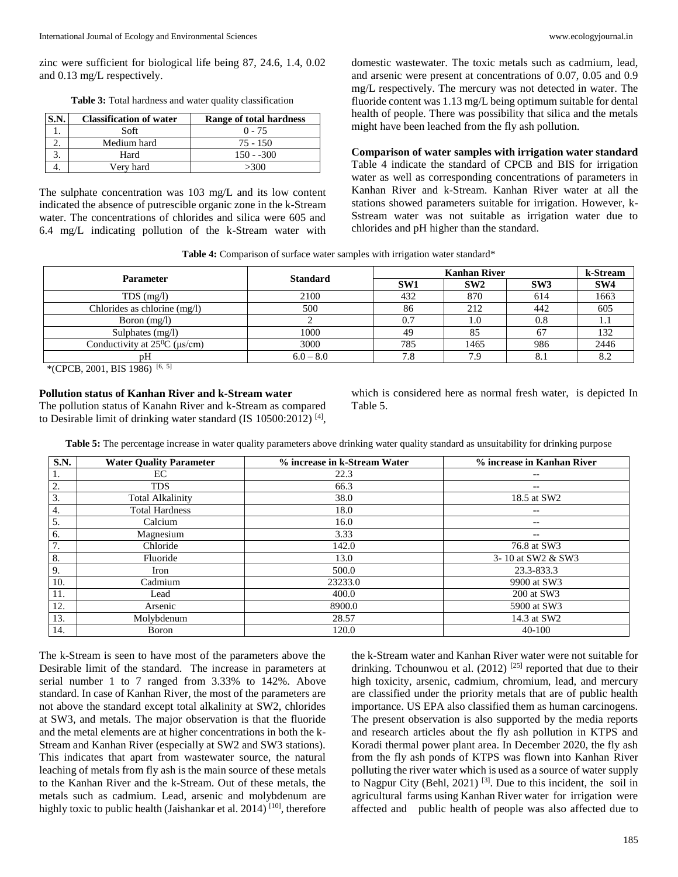zinc were sufficient for biological life being 87, 24.6, 1.4, 0.02 and 0.13 mg/L respectively.

**Table 3:** Total hardness and water quality classification

| S.N. | Classification of water | Range of total hardness |
|---|---|---|
| 1. | Soft | 0 - 75 |
| 2. | Medium hard | 75 - 150 |
| 3. | Hard | 150 - -300 |
| 4. | Very hard | >300 |

The sulphate concentration was 103 mg/L and its low content indicated the absence of putrescible organic zone in the k-Stream water. The concentrations of chlorides and silica were 605 and 6.4 mg/L indicating pollution of the k-Stream water with domestic wastewater. The toxic metals such as cadmium, lead, and arsenic were present at concentrations of 0.07, 0.05 and 0.9 mg/L respectively. The mercury was not detected in water. The fluoride content was 1.13 mg/L being optimum suitable for dental health of people. There was possibility that silica and the metals might have been leached from the fly ash pollution.

**Comparison of water samples with irrigation water standard**

Table 4 indicate the standard of CPCB and BIS for irrigation water as well as corresponding concentrations of parameters in Kanhan River and k-Stream. Kanhan River water at all the stations showed parameters suitable for irrigation. However, k-Sstream water was not suitable as irrigation water due to chlorides and pH higher than the standard.

**Table 4:** Comparison of surface water samples with irrigation water standard*

| Parameter | Standard | Kanhan River | | | k-Stream |
|---|---|---|---|---|---|
| | | SW1 | SW2 | SW3 | SW4 |
| TDS (mg/l) | 2100 | 432 | 870 | 614 | 1663 |
| Chlorides as chlorine (mg/l) | 500 | 86 | 212 | 442 | 605 |
| Boron (mg/l) | 2 | 0.7 | 1.0 | 0.8 | 1.1 |
| Sulphates (mg/l) | 1000 | 49 | 85 | 67 | 132 |
| Conductivity at $25^0$C (μs/cm) | 3000 | 785 | 1465 | 986 | 2446 |
| pH | 6.0 – 8.0 | 7.8 | 7.9 | 8.1 | 8.2 |

*(CPCB, 2001, BIS 1986) [6, 5]

**Pollution status of Kanhan River and k-Stream water**

The pollution status of Kanahn River and k-Stream as compared to Desirable limit of drinking water standard (IS 10500:2012) [4], which is considered here as normal fresh water, is depicted In Table 5.

**Table 5:** The percentage increase in water quality parameters above drinking water quality standard as unsuitability for drinking purpose

| S.N. | Water Quality Parameter | % increase in k-Stream Water | % increase in Kanhan River |
|---|---|---|---|
| 1. | EC | 22.3 | -- |
| 2. | TDS | 66.3 | -- |
| 3. | Total Alkalinity | 38.0 | 18.5 at SW2 |
| 4. | Total Hardness | 18.0 | -- |
| 5. | Calcium | 16.0 | -- |
| 6. | Magnesium | 3.33 | -- |
| 7. | Chloride | 142.0 | 76.8 at SW3 |
| 8. | Fluoride | 13.0 | 3- 10 at SW2 & SW3 |
| 9. | Iron | 500.0 | 23.3-833.3 |
| 10. | Cadmium | 23233.0 | 9900 at SW3 |
| 11. | Lead | 400.0 | 200 at SW3 |
| 12. | Arsenic | 8900.0 | 5900 at SW3 |
| 13. | Molybdenum | 28.57 | 14.3 at SW2 |
| 14. | Boron | 120.0 | 40-100 |

The k-Stream is seen to have most of the parameters above the Desirable limit of the standard. The increase in parameters at serial number 1 to 7 ranged from 3.33% to 142%. Above standard. In case of Kanhan River, the most of the parameters are not above the standard except total alkalinity at SW2, chlorides at SW3, and metals. The major observation is that the fluoride and the metal elements are at higher concentrations in both the k-Stream and Kanhan River (especially at SW2 and SW3 stations). This indicates that apart from wastewater source, the natural leaching of metals from fly ash is the main source of these metals to the Kanhan River and the k-Stream. Out of these metals, the metals such as cadmium. Lead, arsenic and molybdenum are highly toxic to public health (Jaishankar et al. 2014) [10], therefore the k-Stream water and Kanhan River water were not suitable for drinking. Tchounwou et al. (2012) [25] reported that due to their high toxicity, arsenic, cadmium, chromium, lead, and mercury are classified under the priority metals that are of public health importance. US EPA also classified them as human carcinogens. The present observation is also supported by the media reports and research articles about the fly ash pollution in KTPS and Koradi thermal power plant area. In December 2020, the fly ash from the fly ash ponds of KTPS was flown into Kanhan River polluting the river water which is used as a source of water supply to Nagpur City (Behl, 2021) [3]. Due to this incident, the soil in agricultural farms using Kanhan River water for irrigation were affected and public health of people was also affected due to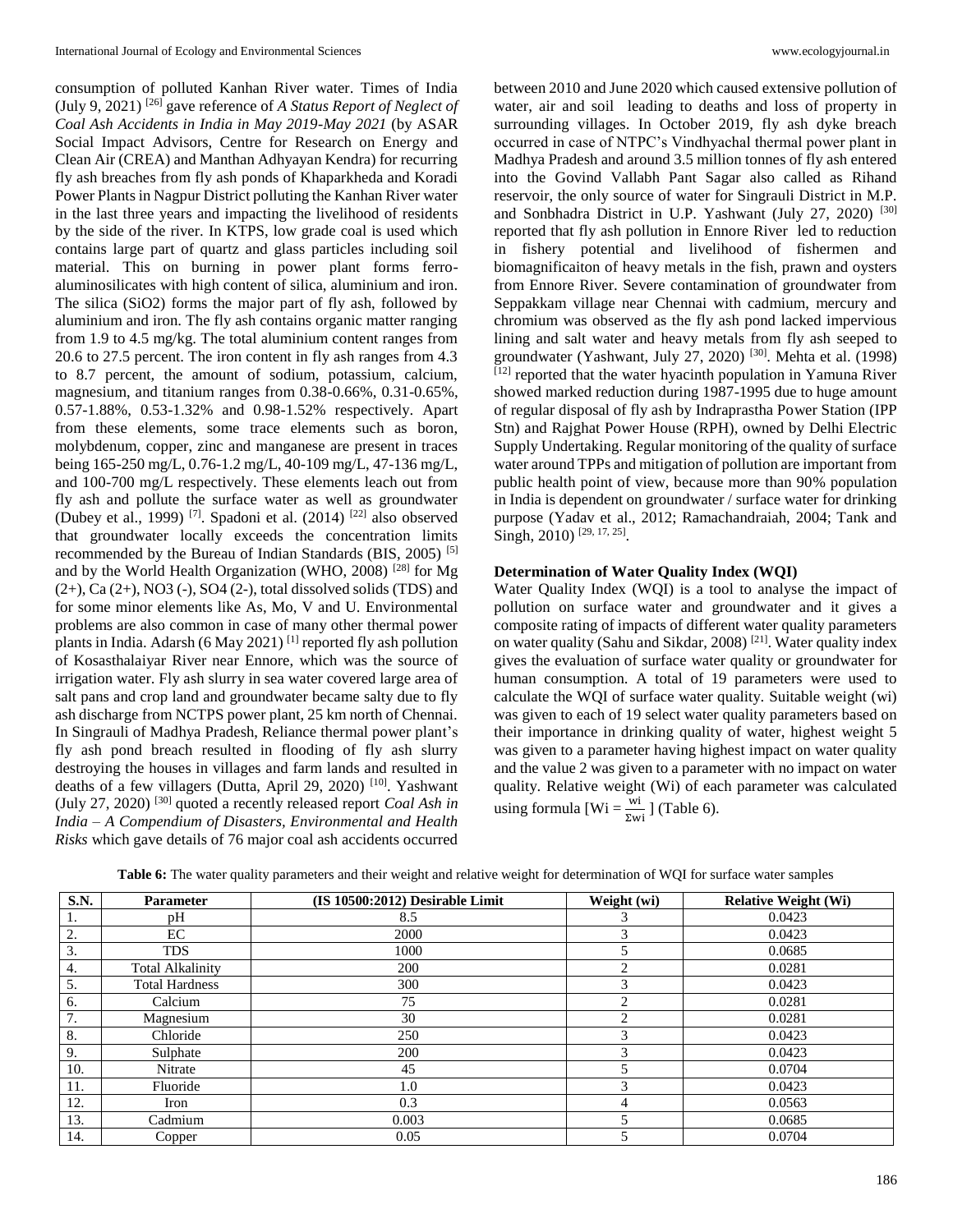consumption of polluted Kanhan River water. Times of India (July 9, 2021) [26] gave reference of *A Status Report of Neglect of Coal Ash Accidents in India in May 2019-May 2021* (by ASAR Social Impact Advisors, Centre for Research on Energy and Clean Air (CREA) and Manthan Adhyayan Kendra) for recurring fly ash breaches from fly ash ponds of Khaparkheda and Koradi Power Plants in Nagpur District polluting the Kanhan River water in the last three years and impacting the livelihood of residents by the side of the river. In KTPS, low grade coal is used which contains large part of quartz and glass particles including soil material. This on burning in power plant forms ferro-aluminosilicates with high content of silica, aluminium and iron. The silica ($SiO_2$) forms the major part of fly ash, followed by aluminium and iron. The fly ash contains organic matter ranging from 1.9 to 4.5 mg/kg. The total aluminium content ranges from 20.6 to 27.5 percent. The iron content in fly ash ranges from 4.3 to 8.7 percent, the amount of sodium, potassium, calcium, magnesium, and titanium ranges from 0.38-0.66%, 0.31-0.65%, 0.57-1.88%, 0.53-1.32% and 0.98-1.52% respectively. Apart from these elements, some trace elements such as boron, molybdenum, copper, zinc and manganese are present in traces being 165-250 mg/L, 0.76-1.2 mg/L, 40-109 mg/L, 47-136 mg/L, and 100-700 mg/L respectively. These elements leach out from fly ash and pollute the surface water as well as groundwater (Dubey et al., 1999) [7]. Spadoni et al. (2014) [22] also observed that groundwater locally exceeds the concentration limits recommended by the Bureau of Indian Standards (BIS, 2005) [5] and by the World Health Organization (WHO, 2008) [28] for Mg (2+), Ca (2+), NO3 (-), SO4 (2-), total dissolved solids (TDS) and for some minor elements like As, Mo, V and U. Environmental problems are also common in case of many other thermal power plants in India. Adarsh (6 May 2021) [1] reported fly ash pollution of Kosasthalaiyar River near Ennore, which was the source of irrigation water. Fly ash slurry in sea water covered large area of salt pans and crop land and groundwater became salty due to fly ash discharge from NCTPS power plant, 25 km north of Chennai. In Singrauli of Madhya Pradesh, Reliance thermal power plant's fly ash pond breach resulted in flooding of fly ash slurry destroying the houses in villages and farm lands and resulted in deaths of a few villagers (Dutta, April 29, 2020) [10]. Yashwant (July 27, 2020) [30] quoted a recently released report *Coal Ash in India – A Compendium of Disasters, Environmental and Health Risks* which gave details of 76 major coal ash accidents occurred between 2010 and June 2020 which caused extensive pollution of water, air and soil leading to deaths and loss of property in surrounding villages. In October 2019, fly ash dyke breach occurred in case of NTPC's Vindhyachal thermal power plant in Madhya Pradesh and around 3.5 million tonnes of fly ash entered into the Govind Vallabh Pant Sagar also called as Rihand reservoir, the only source of water for Singrauli District in M.P. and Sonbhadra District in U.P. Yashwant (July 27, 2020) [30] reported that fly ash pollution in Ennore River led to reduction in fishery potential and livelihood of fishermen and biomagnificaiton of heavy metals in the fish, prawn and oysters from Ennore River. Severe contamination of groundwater from Seppakkam village near Chennai with cadmium, mercury and chromium was observed as the fly ash pond lacked impervious lining and salt water and heavy metals from fly ash seeped to groundwater (Yashwant, July 27, 2020) [30]. Mehta et al. (1998) [12] reported that the water hyacinth population in Yamuna River showed marked reduction during 1987-1995 due to huge amount of regular disposal of fly ash by Indraprastha Power Station (IPP Stn) and Rajghat Power House (RPH), owned by Delhi Electric Supply Undertaking. Regular monitoring of the quality of surface water around TPPs and mitigation of pollution are important from public health point of view, because more than 90% population in India is dependent on groundwater / surface water for drinking purpose (Yadav et al., 2012; Ramachandraiah, 2004; Tank and Singh, 2010) [29, 17, 25].

## Determination of Water Quality Index (WQI)

Water Quality Index (WQI) is a tool to analyse the impact of pollution on surface water and groundwater and it gives a composite rating of impacts of different water quality parameters on water quality (Sahu and Sikdar, 2008) [21]. Water quality index gives the evaluation of surface water quality or groundwater for human consumption. A total of 19 parameters were used to calculate the WQI of surface water quality. Suitable weight (wi) was given to each of 19 select water quality parameters based on their importance in drinking quality of water, highest weight 5 was given to a parameter having highest impact on water quality and the value 2 was given to a parameter with no impact on water quality. Relative weight (Wi) of each parameter was calculated using formula [$Wi = \frac{wi}{\Sigma wi}$] (Table 6).

**Table 6:** The water quality parameters and their weight and relative weight for determination of WQI for surface water samples

| S.N. | Parameter | (IS 10500:2012) Desirable Limit | Weight (wi) | Relative Weight (Wi) |
|---|---|---|---|---|
| 1. | pH | 8.5 | 3 | 0.0423 |
| 2. | EC | 2000 | 3 | 0.0423 |
| 3. | TDS | 1000 | 5 | 0.0685 |
| 4. | Total Alkalinity | 200 | 2 | 0.0281 |
| 5. | Total Hardness | 300 | 3 | 0.0423 |
| 6. | Calcium | 75 | 2 | 0.0281 |
| 7. | Magnesium | 30 | 2 | 0.0281 |
| 8. | Chloride | 250 | 3 | 0.0423 |
| 9. | Sulphate | 200 | 3 | 0.0423 |
| 10. | Nitrate | 45 | 5 | 0.0704 |
| 11. | Fluoride | 1.0 | 3 | 0.0423 |
| 12. | Iron | 0.3 | 4 | 0.0563 |
| 13. | Cadmium | 0.003 | 5 | 0.0685 |
| 14. | Copper | 0.05 | 5 | 0.0704 |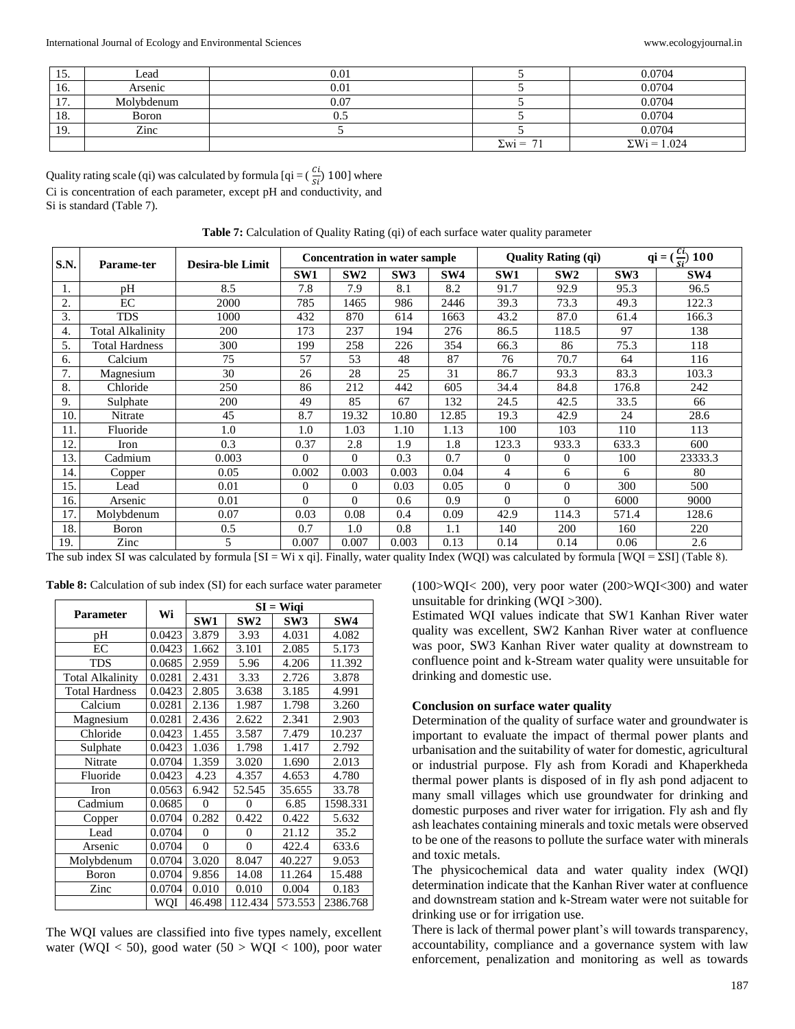| | | | | |
|---|---|---|---|---|
| 15. | Lead | 0.01 | 5 | 0.0704 |
| 16. | Arsenic | 0.01 | 5 | 0.0704 |
| 17. | Molybdenum | 0.07 | 5 | 0.0704 |
| 18. | Boron | 0.5 | 5 | 0.0704 |
| 19. | Zinc | 5 | 5 | 0.0704 |
| | | | Σwi = 71 | ΣWi = 1.024 |

Quality rating scale (qi) was calculated by formula [qi = $(\frac{Ci}{Si})$ 100] where Ci is concentration of each parameter, except pH and conductivity, and Si is standard (Table 7).

**Table 7:** Calculation of Quality Rating (qi) of each surface water quality parameter

| S.N. | Parame-ter | Desira-ble Limit | Concentration in water sample | | | | Quality Rating (qi) qi = $(\frac{Ci}{Si})$ 100 | | | |
|---|---|---|---|---|---|---|---|---|---|---|
| | | | SW1 | SW2 | SW3 | SW4 | SW1 | SW2 | SW3 | SW4 |
| 1. | pH | 8.5 | 7.8 | 7.9 | 8.1 | 8.2 | 91.7 | 92.9 | 95.3 | 96.5 |
| 2. | EC | 2000 | 785 | 1465 | 986 | 2446 | 39.3 | 73.3 | 49.3 | 122.3 |
| 3. | TDS | 1000 | 432 | 870 | 614 | 1663 | 43.2 | 87.0 | 61.4 | 166.3 |
| 4. | Total Alkalinity | 200 | 173 | 237 | 194 | 276 | 86.5 | 118.5 | 97 | 138 |
| 5. | Total Hardness | 300 | 199 | 258 | 226 | 354 | 66.3 | 86 | 75.3 | 118 |
| 6. | Calcium | 75 | 57 | 53 | 48 | 87 | 76 | 70.7 | 64 | 116 |
| 7. | Magnesium | 30 | 26 | 28 | 25 | 31 | 86.7 | 93.3 | 83.3 | 103.3 |
| 8. | Chloride | 250 | 86 | 212 | 442 | 605 | 34.4 | 84.8 | 176.8 | 242 |
| 9. | Sulphate | 200 | 49 | 85 | 67 | 132 | 24.5 | 42.5 | 33.5 | 66 |
| 10. | Nitrate | 45 | 8.7 | 19.32 | 10.80 | 12.85 | 19.3 | 42.9 | 24 | 28.6 |
| 11. | Fluoride | 1.0 | 1.0 | 1.03 | 1.10 | 1.13 | 100 | 103 | 110 | 113 |
| 12. | Iron | 0.3 | 0.37 | 2.8 | 1.9 | 1.8 | 123.3 | 933.3 | 633.3 | 600 |
| 13. | Cadmium | 0.003 | 0 | 0 | 0.3 | 0.7 | 0 | 0 | 100 | 23333.3 |
| 14. | Copper | 0.05 | 0.002 | 0.003 | 0.003 | 0.04 | 4 | 6 | 6 | 80 |
| 15. | Lead | 0.01 | 0 | 0 | 0.03 | 0.05 | 0 | 0 | 300 | 500 |
| 16. | Arsenic | 0.01 | 0 | 0 | 0.6 | 0.9 | 0 | 0 | 6000 | 9000 |
| 17. | Molybdenum | 0.07 | 0.03 | 0.08 | 0.4 | 0.09 | 42.9 | 114.3 | 571.4 | 128.6 |
| 18. | Boron | 0.5 | 0.7 | 1.0 | 0.8 | 1.1 | 140 | 200 | 160 | 220 |
| 19. | Zinc | 5 | 0.007 | 0.007 | 0.003 | 0.13 | 0.14 | 0.14 | 0.06 | 2.6 |

The sub index SI was calculated by formula [SI = Wi x qi]. Finally, water quality Index (WQI) was calculated by formula [WQI = ΣSI] (Table 8).

**Table 8:** Calculation of sub index (SI) for each surface water parameter

| Parameter | Wi | SI = Wiqi | | | |
|---|---|---|---|---|---|
| | | SW1 | SW2 | SW3 | SW4 |
| pH | 0.0423 | 3.879 | 3.93 | 4.031 | 4.082 |
| EC | 0.0423 | 1.662 | 3.101 | 2.085 | 5.173 |
| TDS | 0.0685 | 2.959 | 5.96 | 4.206 | 11.392 |
| Total Alkalinity | 0.0281 | 2.431 | 3.33 | 2.726 | 3.878 |
| Total Hardness | 0.0423 | 2.805 | 3.638 | 3.185 | 4.991 |
| Calcium | 0.0281 | 2.136 | 1.987 | 1.798 | 3.260 |
| Magnesium | 0.0281 | 2.436 | 2.622 | 2.341 | 2.903 |
| Chloride | 0.0423 | 1.455 | 3.587 | 7.479 | 10.237 |
| Sulphate | 0.0423 | 1.036 | 1.798 | 1.417 | 2.792 |
| Nitrate | 0.0704 | 1.359 | 3.020 | 1.690 | 2.013 |
| Fluoride | 0.0423 | 4.23 | 4.357 | 4.653 | 4.780 |
| Iron | 0.0563 | 6.942 | 52.545 | 35.655 | 33.78 |
| Cadmium | 0.0685 | 0 | 0 | 6.85 | 1598.331 |
| Copper | 0.0704 | 0.282 | 0.422 | 0.422 | 5.632 |
| Lead | 0.0704 | 0 | 0 | 21.12 | 35.2 |
| Arsenic | 0.0704 | 0 | 0 | 422.4 | 633.6 |
| Molybdenum | 0.0704 | 3.020 | 8.047 | 40.227 | 9.053 |
| Boron | 0.0704 | 9.856 | 14.08 | 11.264 | 15.488 |
| Zinc | 0.0704 | 0.010 | 0.010 | 0.004 | 0.183 |
| | WQI | 46.498 | 112.434 | 573.553 | 2386.768 |

The WQI values are classified into five types namely, excellent water (WQI < 50), good water (50 > WQI < 100), poor water (100>WQI< 200), very poor water (200>WQI<300) and water unsuitable for drinking (WQI >300).

Estimated WQI values indicate that SW1 Kanhan River water quality was excellent, SW2 Kanhan River water at confluence was poor, SW3 Kanhan River water quality at downstream to confluence point and k-Stream water quality were unsuitable for drinking and domestic use.

**Conclusion on surface water quality**

Determination of the quality of surface water and groundwater is important to evaluate the impact of thermal power plants and urbanisation and the suitability of water for domestic, agricultural or industrial purpose. Fly ash from Koradi and Khaperkheda thermal power plants is disposed of in fly ash pond adjacent to many small villages which use groundwater for drinking and domestic purposes and river water for irrigation. Fly ash and fly ash leachates containing minerals and toxic metals were observed to be one of the reasons to pollute the surface water with minerals and toxic metals.

The physicochemical data and water quality index (WQI) determination indicate that the Kanhan River water at confluence and downstream station and k-Stream water were not suitable for drinking use or for irrigation use.

There is lack of thermal power plant's will towards transparency, accountability, compliance and a governance system with law enforcement, penalization and monitoring as well as towards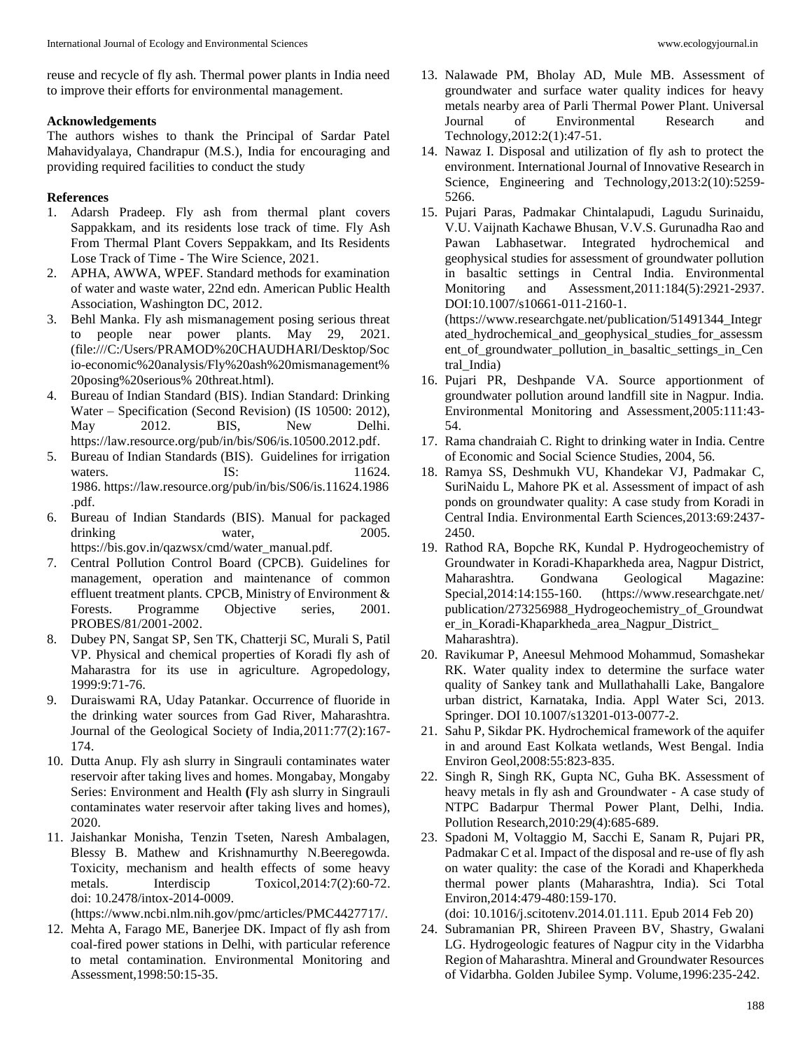reuse and recycle of fly ash. Thermal power plants in India need to improve their efforts for environmental management.

## Acknowledgements

The authors wishes to thank the Principal of Sardar Patel Mahavidyalaya, Chandrapur (M.S.), India for encouraging and providing required facilities to conduct the study

## References

1. Adarsh Pradeep. Fly ash from thermal plant covers Sappakkam, and its residents lose track of time. Fly Ash From Thermal Plant Covers Seppakkam, and Its Residents Lose Track of Time - The Wire Science, 2021.
2. APHA, AWWA, WPEF. Standard methods for examination of water and waste water, 22nd edn. American Public Health Association, Washington DC, 2012.
3. Behl Manka. Fly ash mismanagement posing serious threat to people near power plants. May 29, 2021. (file:///C:/Users/PRAMOD%20CHAUDHARI/Desktop/Socio-economic%20analysis/Fly%20ash%20mismanagement%20posing%20serious% 20threat.html).
4. Bureau of Indian Standard (BIS). Indian Standard: Drinking Water – Specification (Second Revision) (IS 10500: 2012), May 2012. BIS, New Delhi. https://law.resource.org/pub/in/bis/S06/is.10500.2012.pdf.
5. Bureau of Indian Standards (BIS). Guidelines for irrigation waters. IS: 11624. 1986. https://law.resource.org/pub/in/bis/S06/is.11624.1986.pdf.
6. Bureau of Indian Standards (BIS). Manual for packaged drinking water, 2005. https://bis.gov.in/qazwsx/cmd/water_manual.pdf.
7. Central Pollution Control Board (CPCB). Guidelines for management, operation and maintenance of common effluent treatment plants. CPCB, Ministry of Environment & Forests. Programme Objective series, 2001. PROBES/81/2001-2002.
8. Dubey PN, Sangat SP, Sen TK, Chatterji SC, Murali S, Patil VP. Physical and chemical properties of Koradi fly ash of Maharastra for its use in agriculture. Agropedology, 1999:9:71-76.
9. Duraiswami RA, Uday Patankar. Occurrence of fluoride in the drinking water sources from Gad River, Maharashtra. Journal of the Geological Society of India,2011:77(2):167-174.
10. Dutta Anup. Fly ash slurry in Singrauli contaminates water reservoir after taking lives and homes. Mongabay, Mongaby Series: Environment and Health **(**Fly ash slurry in Singrauli contaminates water reservoir after taking lives and homes), 2020.
11. Jaishankar Monisha, Tenzin Tseten, Naresh Ambalagen, Blessy B. Mathew and Krishnamurthy N.Beeregowda. Toxicity, mechanism and health effects of some heavy metals. Interdiscip Toxicol,2014:7(2):60-72. doi: 10.2478/intox-2014-0009. (https://www.ncbi.nlm.nih.gov/pmc/articles/PMC4427717/.
12. Mehta A, Farago ME, Banerjee DK. Impact of fly ash from coal-fired power stations in Delhi, with particular reference to metal contamination. Environmental Monitoring and Assessment,1998:50:15-35.
13. Nalawade PM, Bholay AD, Mule MB. Assessment of groundwater and surface water quality indices for heavy metals nearby area of Parli Thermal Power Plant. Universal Journal of Environmental Research and Technology,2012:2(1):47-51.
14. Nawaz I. Disposal and utilization of fly ash to protect the environment. International Journal of Innovative Research in Science, Engineering and Technology,2013:2(10):5259-5266.
15. Pujari Paras, Padmakar Chintalapudi, Lagudu Surinaidu, V.U. Vaijnath Kachawe Bhusan, V.V.S. Gurunadha Rao and Pawan Labhasetwar. Integrated hydrochemical and geophysical studies for assessment of groundwater pollution in basaltic settings in Central India. Environmental Monitoring and Assessment,2011:184(5):2921-2937. DOI:10.1007/s10661-011-2160-1. (https://www.researchgate.net/publication/51491344_Integrated_hydrochemical_and_geophysical_studies_for_assessment_of_groundwater_pollution_in_basaltic_settings_in_Central_India)
16. Pujari PR, Deshpande VA. Source apportionment of groundwater pollution around landfill site in Nagpur. India. Environmental Monitoring and Assessment,2005:111:43-54.
17. Rama chandraiah C. Right to drinking water in India. Centre of Economic and Social Science Studies, 2004, 56.
18. Ramya SS, Deshmukh VU, Khandekar VJ, Padmakar C, SuriNaidu L, Mahore PK et al. Assessment of impact of ash ponds on groundwater quality: A case study from Koradi in Central India. Environmental Earth Sciences,2013:69:2437-2450.
19. Rathod RA, Bopche RK, Kundal P. Hydrogeochemistry of Groundwater in Koradi-Khaparkheda area, Nagpur District, Maharashtra. Gondwana Geological Magazine: Special,2014:14:155-160. (https://www.researchgate.net/publication/273256988_Hydrogeochemistry_of_Groundwater_in_Koradi-Khaparkheda_area_Nagpur_District_ Maharashtra).
20. Ravikumar P, Aneesul Mehmood Mohammud, Somashekar RK. Water quality index to determine the surface water quality of Sankey tank and Mullathahalli Lake, Bangalore urban district, Karnataka, India. Appl Water Sci, 2013. Springer. DOI 10.1007/s13201-013-0077-2.
21. Sahu P, Sikdar PK. Hydrochemical framework of the aquifer in and around East Kolkata wetlands, West Bengal. India Environ Geol,2008:55:823-835.
22. Singh R, Singh RK, Gupta NC, Guha BK. Assessment of heavy metals in fly ash and Groundwater - A case study of NTPC Badarpur Thermal Power Plant, Delhi, India. Pollution Research,2010:29(4):685-689.
23. Spadoni M, Voltaggio M, Sacchi E, Sanam R, Pujari PR, Padmakar C et al. Impact of the disposal and re-use of fly ash on water quality: the case of the Koradi and Khaperkheda thermal power plants (Maharashtra, India). Sci Total Environ,2014:479-480:159-170. (doi: 10.1016/j.scitotenv.2014.01.111. Epub 2014 Feb 20)
24. Subramanian PR, Shireen Praveen BV, Shastry, Gwalani LG. Hydrogeologic features of Nagpur city in the Vidarbha Region of Maharashtra. Mineral and Groundwater Resources of Vidarbha. Golden Jubilee Symp. Volume,1996:235-242.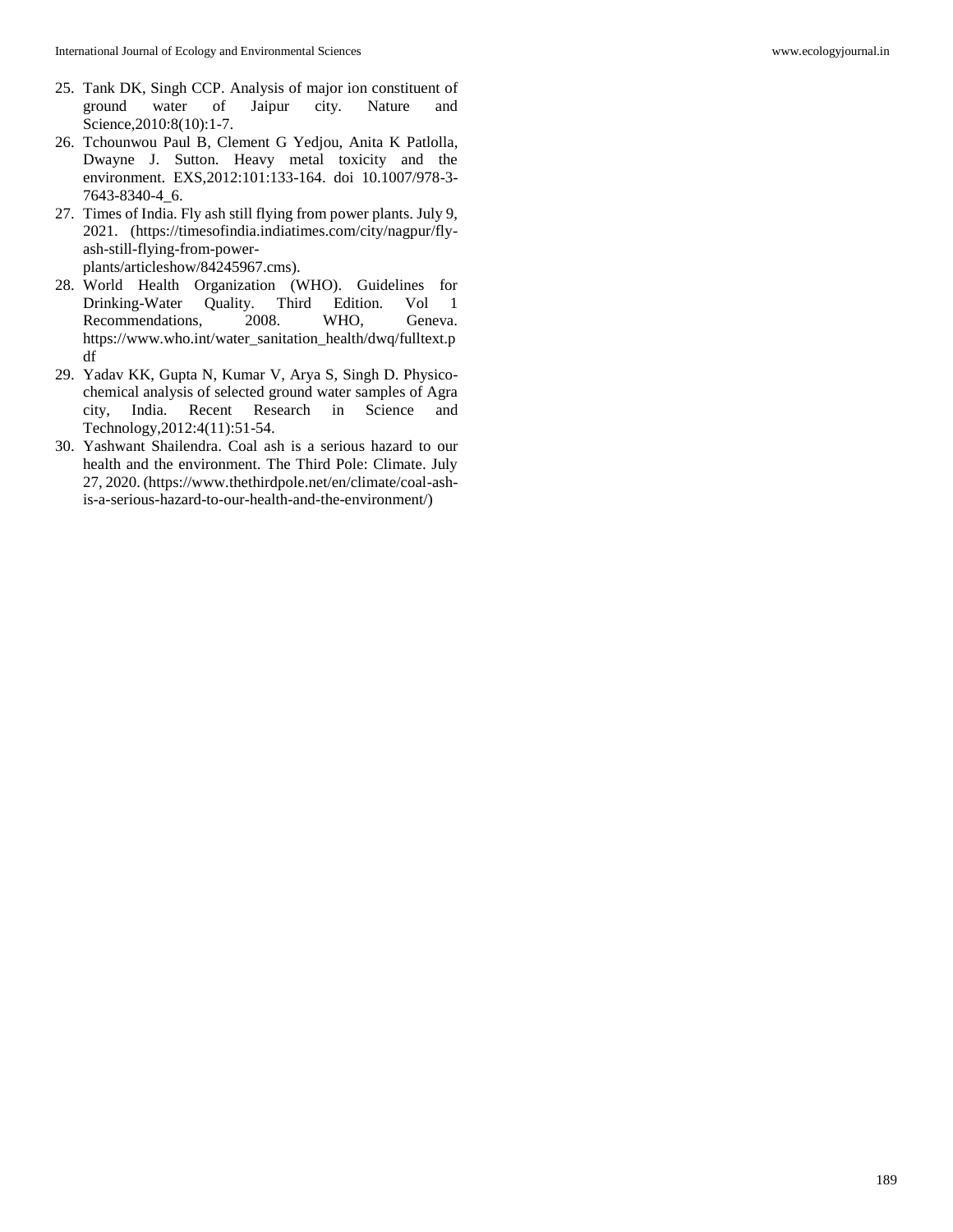25. Tank DK, Singh CCP. Analysis of major ion constituent of ground water of Jaipur city. Nature and Science,2010:8(10):1-7.
26. Tchounwou Paul B, Clement G Yedjou, Anita K Patlolla, Dwayne J. Sutton. Heavy metal toxicity and the environment. EXS,2012:101:133-164. doi 10.1007/978-3-7643-8340-4_6.
27. Times of India. Fly ash still flying from power plants. July 9, 2021. (https://timesofindia.indiatimes.com/city/nagpur/fly-ash-still-flying-from-power-plants/articleshow/84245967.cms).
28. World Health Organization (WHO). Guidelines for Drinking-Water Quality. Third Edition. Vol 1 Recommendations, 2008. WHO, Geneva. https://www.who.int/water_sanitation_health/dwq/fulltext.pdf
29. Yadav KK, Gupta N, Kumar V, Arya S, Singh D. Physico-chemical analysis of selected ground water samples of Agra city, India. Recent Research in Science and Technology,2012:4(11):51-54.
30. Yashwant Shailendra. Coal ash is a serious hazard to our health and the environment. The Third Pole: Climate. July 27, 2020. (https://www.thethirdpole.net/en/climate/coal-ash-is-a-serious-hazard-to-our-health-and-the-environment/)